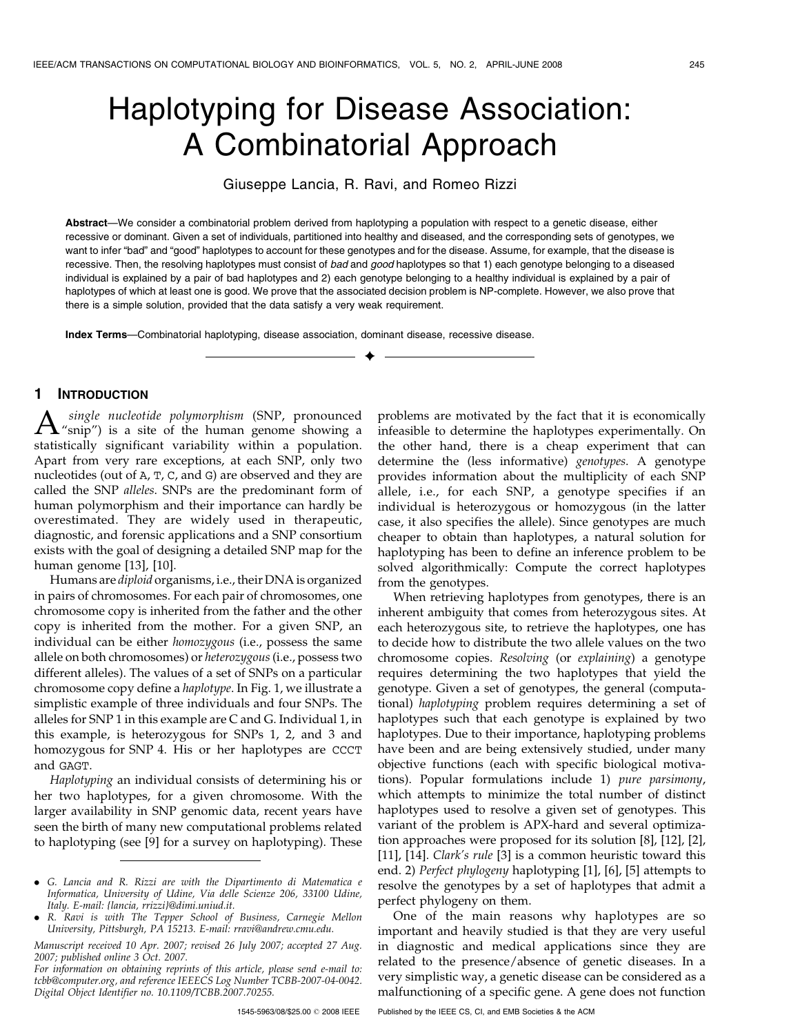# Haplotyping for Disease Association: A Combinatorial Approach

Giuseppe Lancia, R. Ravi, and Romeo Rizzi

**Abstract**—We consider a combinatorial problem derived from haplotyping a population with respect to a genetic disease, either recessive or dominant. Given a set of individuals, partitioned into healthy and diseased, and the corresponding sets of genotypes, we want to infer "bad" and "good" haplotypes to account for these genotypes and for the disease. Assume, for example, that the disease is recessive. Then, the resolving haplotypes must consist of *bad* and *good* haplotypes so that 1) each genotype belonging to a diseased individual is explained by a pair of bad haplotypes and 2) each genotype belonging to a healthy individual is explained by a pair of haplotypes of which at least one is good. We prove that the associated decision problem is NP-complete. However, we also prove that there is a simple solution, provided that the data satisfy a very weak requirement.

**Index Terms**—Combinatorial haplotyping, disease association, dominant disease, recessive disease.

## 1 Introduction

A *single nucleotide polymorphism* (SNP, pronounced "snip") is a site of the human genome showing a statistically significant variability within a population. Apart from very rare exceptions, at each SNP, only two nucleotides (out of A, T, C, and G) are observed and they are called the SNP *alleles*. SNPs are the predominant form of human polymorphism and their importance can hardly be overestimated. They are widely used in therapeutic, diagnostic, and forensic applications and a SNP consortium exists with the goal of designing a detailed SNP map for the human genome [13], [10].

Humans are *diploid* organisms, i.e., their DNA is organized in pairs of chromosomes. For each pair of chromosomes, one chromosome copy is inherited from the father and the other copy is inherited from the mother. For a given SNP, an individual can be either *homozygous* (i.e., possess the same allele on both chromosomes) or *heterozygous* (i.e., possess two different alleles). The values of a set of SNPs on a particular chromosome copy define a *haplotype*. In Fig. 1, we illustrate a simplistic example of three individuals and four SNPs. The alleles for SNP 1 in this example are C and G. Individual 1, in this example, is heterozygous for SNPs 1, 2, and 3 and homozygous for SNP 4. His or her haplotypes are CCCT and GAGT.

*Haplotyping* an individual consists of determining his or her two haplotypes, for a given chromosome. With the larger availability in SNP genomic data, recent years have seen the birth of many new computational problems related to haplotyping (see [9] for a survey on haplotyping). These problems are motivated by the fact that it is economically infeasible to determine the haplotypes experimentally. On the other hand, there is a cheap experiment that can determine the (less informative) *genotypes*. A genotype provides information about the multiplicity of each SNP allele, i.e., for each SNP, a genotype specifies if an individual is heterozygous or homozygous (in the latter case, it also specifies the allele). Since genotypes are much cheaper to obtain than haplotypes, a natural solution for haplotyping has been to define an inference problem to be solved algorithmically: Compute the correct haplotypes from the genotypes.

When retrieving haplotypes from genotypes, there is an inherent ambiguity that comes from heterozygous sites. At each heterozygous site, to retrieve the haplotypes, one has to decide how to distribute the two allele values on the two chromosome copies. *Resolving* (or *explaining*) a genotype requires determining the two haplotypes that yield the genotype. Given a set of genotypes, the general (computational) *haplotyping* problem requires determining a set of haplotypes such that each genotype is explained by two haplotypes. Due to their importance, haplotyping problems have been and are being extensively studied, under many objective functions (each with specific biological motivations). Popular formulations include 1) *pure parsimony*, which attempts to minimize the total number of distinct haplotypes used to resolve a given set of genotypes. This variant of the problem is APX-hard and several optimization approaches were proposed for its solution [8], [12], [2], [11], [14]. *Clark's rule* [3] is a common heuristic toward this end. 2) *Perfect phylogeny* haplotyping [1], [6], [5] attempts to resolve the genotypes by a set of haplotypes that admit a perfect phylogeny on them.

One of the main reasons why haplotypes are so important and heavily studied is that they are very useful in diagnostic and medical applications since they are related to the presence/absence of genetic diseases. In a very simplistic way, a genetic disease can be considered as a malfunctioning of a specific gene. A gene does not function

---

- G. Lancia and R. Rizzi are with the Dipartimento di Matematica e Informatica, University of Udine, Via delle Scienze 206, 33100 Udine, Italy. E-mail: {lancia, rrizzi}@dimi.uniud.it.
- R. Ravi is with The Tepper School of Business, Carnegie Mellon University, Pittsburgh, PA 15213. E-mail: rravi@andrew.cmu.edu.

*Manuscript received 10 Apr. 2007; revised 26 July 2007; accepted 27 Aug. 2007; published online 3 Oct. 2007.*
*For information on obtaining reprints of this article, please send e-mail to: tcbb@computer.org, and reference IEEECS Log Number TCBB-2007-04-0042. Digital Object Identifier no. 10.1109/TCBB.2007.70255.*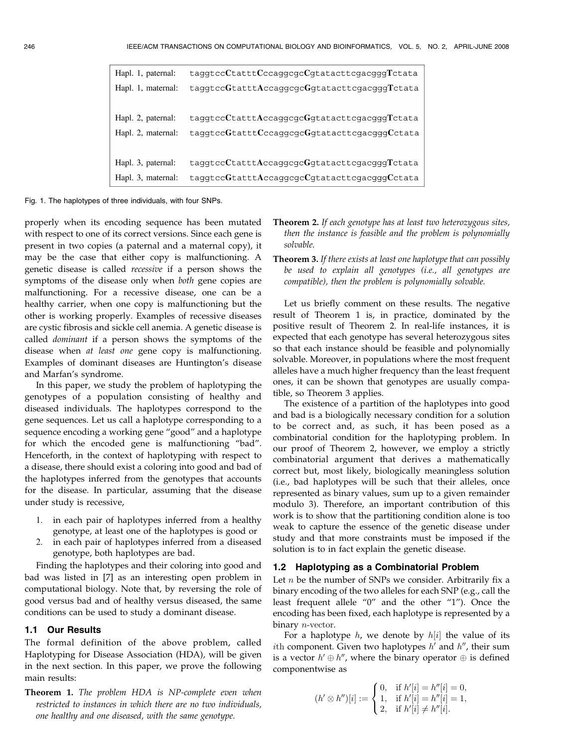| | |
|---|---|
| Hapl. 1, paternal: | taggtcc**C**tattt**C**ccaggcgc**C**gtatacttcgacggg**T**ctata |
| Hapl. 1, maternal: | taggtcc**G**tattt**A**ccaggcgc**G**gtatacttcgacggg**T**ctata |
| Hapl. 2, paternal: | taggtcc**C**tattt**A**ccaggcgc**G**gtatacttcgacggg**T**ctata |
| Hapl. 2, maternal: | taggtcc**G**tattt**C**ccaggcgc**G**gtatacttcgacggg**C**ctata |
| Hapl. 3, paternal: | taggtcc**C**tattt**A**ccaggcgc**G**gtatacttcgacggg**T**ctata |
| Hapl. 3, maternal: | taggtcc**G**tattt**A**ccaggcgc**C**gtatacttcgacggg**C**ctata |

Fig. 1. The haplotypes of three individuals, with four SNPs.

properly when its encoding sequence has been mutated with respect to one of its correct versions. Since each gene is present in two copies (a paternal and a maternal copy), it may be the case that either copy is malfunctioning. A genetic disease is called *recessive* if a person shows the symptoms of the disease only when *both* gene copies are malfunctioning. For a recessive disease, one can be a healthy carrier, when one copy is malfunctioning but the other is working properly. Examples of recessive diseases are cystic fibrosis and sickle cell anemia. A genetic disease is called *dominant* if a person shows the symptoms of the disease when *at least one* gene copy is malfunctioning. Examples of dominant diseases are Huntington's disease and Marfan's syndrome.

In this paper, we study the problem of haplotyping the genotypes of a population consisting of healthy and diseased individuals. The haplotypes correspond to the gene sequences. Let us call a haplotype corresponding to a sequence encoding a working gene "good" and a haplotype for which the encoded gene is malfunctioning "bad". Henceforth, in the context of haplotyping with respect to a disease, there should exist a coloring into good and bad of the haplotypes inferred from the genotypes that accounts for the disease. In particular, assuming that the disease under study is recessive,

1. in each pair of haplotypes inferred from a healthy genotype, at least one of the haplotypes is good or
2. in each pair of haplotypes inferred from a diseased genotype, both haplotypes are bad.

Finding the haplotypes and their coloring into good and bad was listed in [7] as an interesting open problem in computational biology. Note that, by reversing the role of good versus bad and of healthy versus diseased, the same conditions can be used to study a dominant disease.

### 1.1 Our Results

The formal definition of the above problem, called Haplotyping for Disease Association (HDA), will be given in the next section. In this paper, we prove the following main results:

**Theorem 1.** *The problem HDA is NP-complete even when restricted to instances in which there are no two individuals, one healthy and one diseased, with the same genotype.*

**Theorem 2.** *If each genotype has at least two heterozygous sites, then the instance is feasible and the problem is polynomially solvable.*

**Theorem 3.** *If there exists at least one haplotype that can possibly be used to explain all genotypes (i.e., all genotypes are compatible), then the problem is polynomially solvable.*

Let us briefly comment on these results. The negative result of Theorem 1 is, in practice, dominated by the positive result of Theorem 2. In real-life instances, it is expected that each genotype has several heterozygous sites so that each instance should be feasible and polynomially solvable. Moreover, in populations where the most frequent alleles have a much higher frequency than the least frequent ones, it can be shown that genotypes are usually compatible, so Theorem 3 applies.

The existence of a partition of the haplotypes into good and bad is a biologically necessary condition for a solution to be correct and, as such, it has been posed as a combinatorial condition for the haplotyping problem. In our proof of Theorem 2, however, we employ a strictly combinatorial argument that derives a mathematically correct but, most likely, biologically meaningless solution (i.e., bad haplotypes will be such that their alleles, once represented as binary values, sum up to a given remainder modulo 3). Therefore, an important contribution of this work is to show that the partitioning condition alone is too weak to capture the essence of the genetic disease under study and that more constraints must be imposed if the solution is to in fact explain the genetic disease.

### 1.2 Haplotyping as a Combinatorial Problem

Let $n$ be the number of SNPs we consider. Arbitrarily fix a binary encoding of the two alleles for each SNP (e.g., call the least frequent allele "0" and the other "1"). Once the encoding has been fixed, each haplotype is represented by a binary $n$-vector.

For a haplotype $h$, we denote by $h[i]$ the value of its $i$th component. Given two haplotypes $h'$ and $h''$, their sum is a vector $h' \oplus h''$, where the binary operator $\oplus$ is defined componentwise as

$$(h' \otimes h'')[i] := \begin{cases} 0, & \text{if } h'[i] = h''[i] = 0, \\ 1, & \text{if } h'[i] = h''[i] = 1, \\ 2, & \text{if } h'[i] \neq h''[i]. \end{cases}$$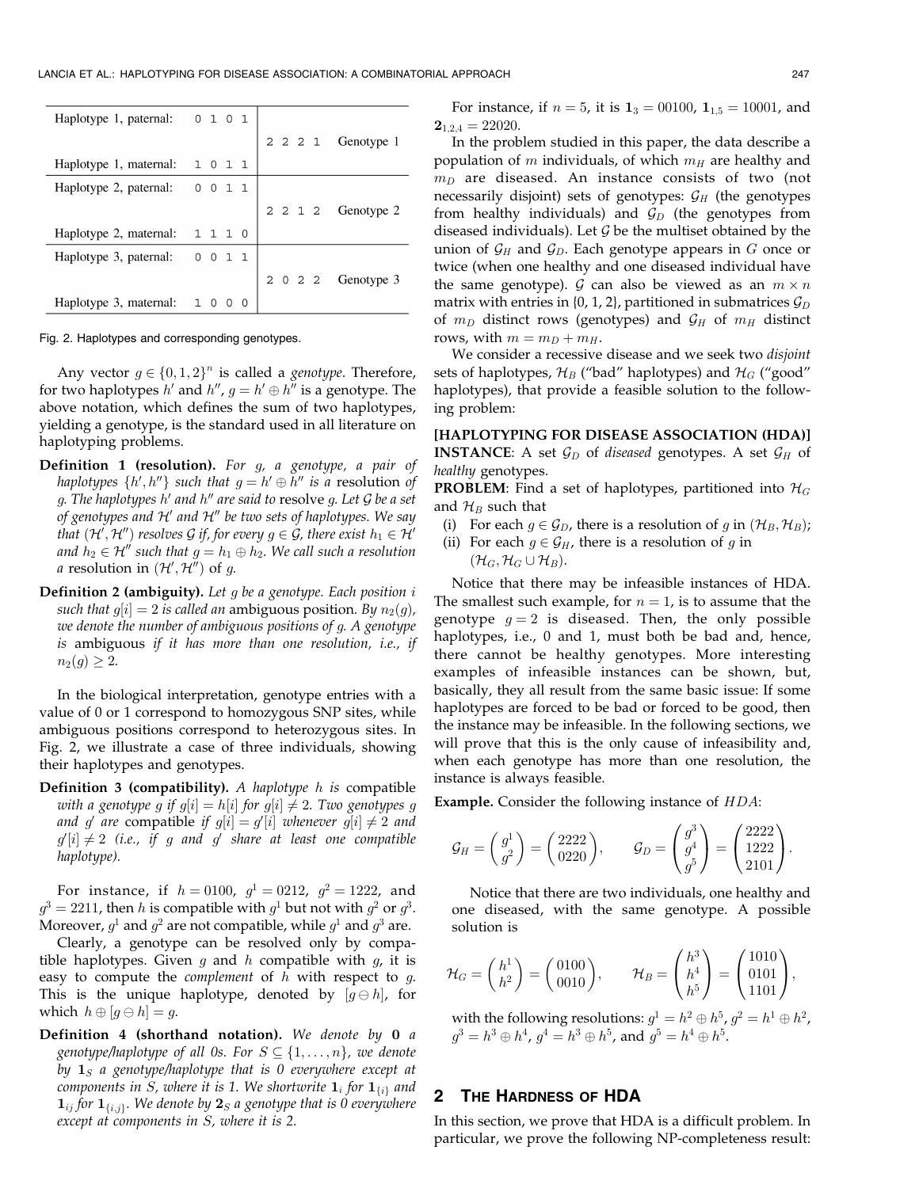| | | | |
|---|---|---|---|
| Haplotype 1, paternal: | 0 1 0 1 | 2 2 2 1 | Genotype 1 |
| Haplotype 1, maternal: | 1 0 1 1 | | |
| Haplotype 2, paternal: | 0 0 1 1 | 2 2 1 2 | Genotype 2 |
| Haplotype 2, maternal: | 1 1 1 0 | | |
| Haplotype 3, paternal: | 0 0 1 1 | 2 0 2 2 | Genotype 3 |
| Haplotype 3, maternal: | 1 0 0 0 | | |

Fig. 2. Haplotypes and corresponding genotypes.

Any vector $g \in \{0,1,2\}^n$ is called a *genotype*. Therefore, for two haplotypes $h'$ and $h''$, $g = h' \oplus h''$ is a genotype. The above notation, which defines the sum of two haplotypes, yielding a genotype, is the standard used in all literature on haplotyping problems.

**Definition 1 (resolution).** *For $g$, a genotype, a pair of haplotypes $\{h', h''\}$ such that $g = h' \oplus h''$ is a* resolution *of $g$. The haplotypes $h'$ and $h''$ are said to* resolve *$g$. Let $\mathcal{G}$ be a set of genotypes and $\mathcal{H}'$ and $\mathcal{H}''$ be two sets of haplotypes. We say that $(\mathcal{H}', \mathcal{H}'')$ resolves $\mathcal{G}$ if, for every $g \in \mathcal{G}$, there exist $h_1 \in \mathcal{H}'$ and $h_2 \in \mathcal{H}''$ such that $g = h_1 \oplus h_2$. We call such a resolution a* resolution in $(\mathcal{H}', \mathcal{H}'')$ *of $g$.*

**Definition 2 (ambiguity).** *Let $g$ be a genotype. Each position $i$ such that $g[i] = 2$ is called an* ambiguous position*. By $n_2(g)$, we denote the number of ambiguous positions of $g$. A genotype is* ambiguous *if it has more than one resolution, i.e., if $n_2(g) \geq 2$.*

In the biological interpretation, genotype entries with a value of 0 or 1 correspond to homozygous SNP sites, while ambiguous positions correspond to heterozygous sites. In Fig. 2, we illustrate a case of three individuals, showing their haplotypes and genotypes.

**Definition 3 (compatibility).** *A haplotype $h$ is* compatible *with a genotype $g$ if $g[i] = h[i]$ for $g[i] \neq 2$. Two genotypes $g$ and $g'$ are* compatible *if $g[i] = g'[i]$ whenever $g[i] \neq 2$ and $g'[i] \neq 2$ (i.e., if $g$ and $g'$ share at least one compatible haplotype).*

For instance, if $h = 0100$, $g^1 = 0212$, $g^2 = 1222$, and $g^3 = 2211$, then $h$ is compatible with $g^1$ but not with $g^2$ or $g^3$. Moreover, $g^1$ and $g^2$ are not compatible, while $g^1$ and $g^3$ are.

Clearly, a genotype can be resolved only by compatible haplotypes. Given $g$ and $h$ compatible with $g$, it is easy to compute the *complement* of $h$ with respect to $g$. This is the unique haplotype, denoted by $[g \ominus h]$, for which $h \oplus [g \ominus h] = g$.

**Definition 4 (shorthand notation).** *We denote by $\mathbf{0}$ a genotype/haplotype of all 0s. For $S \subseteq \{1, \ldots, n\}$, we denote by $\mathbf{1}_S$ a genotype/haplotype that is 0 everywhere except at components in $S$, where it is 1. We shortwrite $\mathbf{1}_i$ for $\mathbf{1}_{\{i\}}$ and $\mathbf{1}_{ij}$ for $\mathbf{1}_{\{i,j\}}$. We denote by $\mathbf{2}_S$ a genotype that is 0 everywhere except at components in $S$, where it is 2.*

For instance, if $n = 5$, it is $\mathbf{1}_3 = 00100$, $\mathbf{1}_{1,5} = 10001$, and $\mathbf{2}_{1,2,4} = 22020$.

In the problem studied in this paper, the data describe a population of $m$ individuals, of which $m_H$ are healthy and $m_D$ are diseased. An instance consists of two (not necessarily disjoint) sets of genotypes: $\mathcal{G}_H$ (the genotypes from healthy individuals) and $\mathcal{G}_D$ (the genotypes from diseased individuals). Let $\mathcal{G}$ be the multiset obtained by the union of $\mathcal{G}_H$ and $\mathcal{G}_D$. Each genotype appears in $G$ once or twice (when one healthy and one diseased individual have the same genotype). $\mathcal{G}$ can also be viewed as an $m \times n$ matrix with entries in {0, 1, 2}, partitioned in submatrices $\mathcal{G}_D$ of $m_D$ distinct rows (genotypes) and $\mathcal{G}_H$ of $m_H$ distinct rows, with $m = m_D + m_H$.

We consider a recessive disease and we seek two *disjoint* sets of haplotypes, $\mathcal{H}_B$ ("bad" haplotypes) and $\mathcal{H}_G$ ("good" haplotypes), that provide a feasible solution to the following problem:

**[HAPLOTYPING FOR DISEASE ASSOCIATION (HDA)]**
**INSTANCE**: A set $\mathcal{G}_D$ of *diseased* genotypes. A set $\mathcal{G}_H$ of *healthy* genotypes.
**PROBLEM**: Find a set of haplotypes, partitioned into $\mathcal{H}_G$ and $\mathcal{H}_B$ such that

(i) For each $g \in \mathcal{G}_D$, there is a resolution of $g$ in $(\mathcal{H}_B, \mathcal{H}_B)$;
(ii) For each $g \in \mathcal{G}_H$, there is a resolution of $g$ in $(\mathcal{H}_G, \mathcal{H}_G \cup \mathcal{H}_B)$.

Notice that there may be infeasible instances of HDA. The smallest such example, for $n = 1$, is to assume that the genotype $g = 2$ is diseased. Then, the only possible haplotypes, i.e., 0 and 1, must both be bad and, hence, there cannot be healthy genotypes. More interesting examples of infeasible instances can be shown, but, basically, they all result from the same basic issue: If some haplotypes are forced to be bad or forced to be good, then the instance may be infeasible. In the following sections, we will prove that this is the only cause of infeasibility and, when each genotype has more than one resolution, the instance is always feasible.

**Example.** Consider the following instance of $HDA$:

$$\mathcal{G}_H = \begin{pmatrix} g^1 \\ g^2 \end{pmatrix} = \begin{pmatrix} 2222 \\ 0220 \end{pmatrix}, \qquad \mathcal{G}_D = \begin{pmatrix} g^3 \\ g^4 \\ g^5 \end{pmatrix} = \begin{pmatrix} 2222 \\ 1222 \\ 2101 \end{pmatrix}.$$

Notice that there are two individuals, one healthy and one diseased, with the same genotype. A possible solution is

$$\mathcal{H}_G = \begin{pmatrix} h^1 \\ h^2 \end{pmatrix} = \begin{pmatrix} 0100 \\ 0010 \end{pmatrix}, \qquad \mathcal{H}_B = \begin{pmatrix} h^3 \\ h^4 \\ h^5 \end{pmatrix} = \begin{pmatrix} 1010 \\ 0101 \\ 1101 \end{pmatrix},$$

with the following resolutions: $g^1 = h^2 \oplus h^5$, $g^2 = h^1 \oplus h^2$, $g^3 = h^3 \oplus h^4$, $g^4 = h^3 \oplus h^5$, and $g^5 = h^4 \oplus h^5$.

## 2 The Hardness of HDA

In this section, we prove that HDA is a difficult problem. In particular, we prove the following NP-completeness result: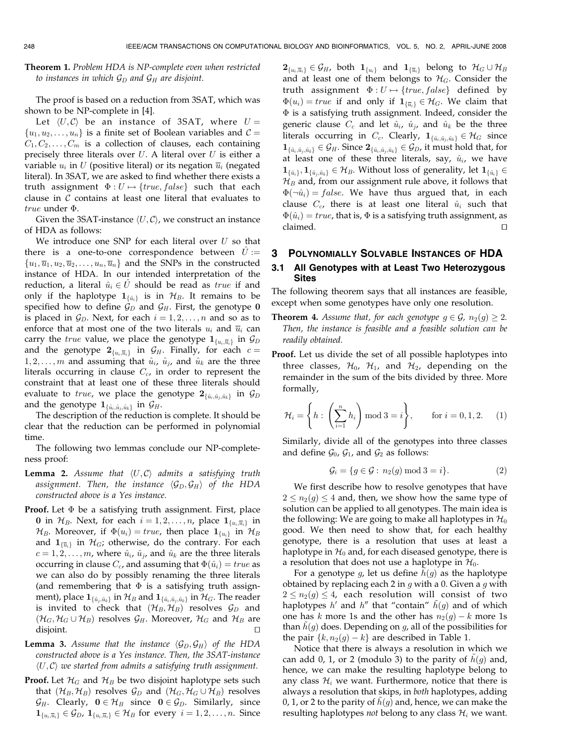**Theorem 1.** *Problem HDA is NP-complete even when restricted to instances in which $\mathcal{G}_D$ and $\mathcal{G}_H$ are disjoint.*

The proof is based on a reduction from 3SAT, which was shown to be NP-complete in [4].

Let $\langle U, \mathcal{C}\rangle$ be an instance of 3SAT, where $U = \{u_1, u_2, \ldots, u_n\}$ is a finite set of Boolean variables and $\mathcal{C} = C_1, C_2, \ldots, C_m$ is a collection of clauses, each containing precisely three literals over $U$. A literal over $U$ is either a variable $u_i$ in $U$ (positive literal) or its negation $\overline{u}_i$ (negated literal). In 3SAT, we are asked to find whether there exists a truth assignment $\Phi : U \mapsto \{true, false\}$ such that each clause in $\mathcal{C}$ contains at least one literal that evaluates to $true$ under $\Phi$.

Given the 3SAT-instance $\langle U, \mathcal{C}\rangle$, we construct an instance of HDA as follows:

We introduce one SNP for each literal over $U$ so that there is a one-to-one correspondence between $\hat{U} := \{u_1, \overline{u}_1, u_2, \overline{u}_2, \ldots, u_n, \overline{u}_n\}$ and the SNPs in the constructed instance of HDA. In our intended interpretation of the reduction, a literal $\hat{u}_i \in \hat{U}$ should be read as $true$ if and only if the haplotype $\mathbf{1}_{\{\hat{u}_i\}}$ is in $\mathcal{H}_B$. It remains to be specified how to define $\mathcal{G}_D$ and $\mathcal{G}_H$. First, the genotype $\mathbf{0}$ is placed in $\mathcal{G}_D$. Next, for each $i = 1, 2, \ldots, n$ and so as to enforce that at most one of the two literals $u_i$ and $\overline{u}_i$ can carry the $true$ value, we place the genotype $\mathbf{1}_{\{u_i, \overline{u}_i\}}$ in $\mathcal{G}_D$ and the genotype $\mathbf{2}_{\{u_i, \overline{u}_i\}}$ in $\mathcal{G}_H$. Finally, for each $c = 1, 2, \ldots, m$ and assuming that $\hat{u}_i$, $\hat{u}_j$, and $\hat{u}_k$ are the three literals occurring in clause $C_c$, in order to represent the constraint that at least one of these three literals should evaluate to $true$, we place the genotype $\mathbf{2}_{\{\hat{u}_i, \hat{u}_j, \hat{u}_k\}}$ in $\mathcal{G}_D$ and the genotype $\mathbf{1}_{\{\hat{u}_i, \hat{u}_j, \hat{u}_k\}}$ in $\mathcal{G}_H$.

The description of the reduction is complete. It should be clear that the reduction can be performed in polynomial time.

The following two lemmas conclude our NP-completeness proof:

**Lemma 2.** *Assume that $\langle U, \mathcal{C}\rangle$ admits a satisfying truth assignment. Then, the instance $\langle \mathcal{G}_D, \mathcal{G}_H\rangle$ of the HDA constructed above is a Yes instance.*

**Proof.** Let $\Phi$ be a satisfying truth assignment. First, place $\mathbf{0}$ in $\mathcal{H}_B$. Next, for each $i = 1, 2, \ldots, n$, place $\mathbf{1}_{\{u_i, \overline{u}_i\}}$ in $\mathcal{H}_B$. Moreover, if $\Phi(u_i) = true$, then place $\mathbf{1}_{\{u_i\}}$ in $\mathcal{H}_B$ and $\mathbf{1}_{\{\overline{u}_i\}}$ in $\mathcal{H}_G$; otherwise, do the contrary. For each $c = 1, 2, \ldots, m$, where $\hat{u}_i$, $\hat{u}_j$, and $\hat{u}_k$ are the three literals occurring in clause $C_c$, and assuming that $\Phi(\hat{u}_i) = true$ as we can also do by possibly renaming the three literals (and remembering that $\Phi$ is a satisfying truth assignment), place $\mathbf{1}_{\{\hat{u}_j, \hat{u}_k\}}$ in $\mathcal{H}_B$ and $\mathbf{1}_{\{\hat{u}_i, \hat{u}_j, \hat{u}_k\}}$ in $\mathcal{H}_G$. The reader is invited to check that $(\mathcal{H}_B, \mathcal{H}_B)$ resolves $\mathcal{G}_D$ and $(\mathcal{H}_G, \mathcal{H}_G \cup \mathcal{H}_B)$ resolves $\mathcal{G}_H$. Moreover, $\mathcal{H}_G$ and $\mathcal{H}_B$ are disjoint. $\square$

**Lemma 3.** *Assume that the instance $\langle \mathcal{G}_D, \mathcal{G}_H\rangle$ of the HDA constructed above is a Yes instance. Then, the 3SAT-instance $\langle U, \mathcal{C}\rangle$ we started from admits a satisfying truth assignment.*

**Proof.** Let $\mathcal{H}_G$ and $\mathcal{H}_B$ be two disjoint haplotype sets such that $(\mathcal{H}_B, \mathcal{H}_B)$ resolves $\mathcal{G}_D$ and $(\mathcal{H}_G, \mathcal{H}_G \cup \mathcal{H}_B)$ resolves $\mathcal{G}_H$. Clearly, $\mathbf{0} \in \mathcal{H}_B$ since $\mathbf{0} \in \mathcal{G}_D$. Similarly, since $\mathbf{1}_{\{u_i, \overline{u}_i\}} \in \mathcal{G}_D$, $\mathbf{1}_{\{u_i, \overline{u}_i\}} \in \mathcal{H}_B$ for every $i = 1, 2, \ldots, n$. Since $\mathbf{2}_{\{u_i, \overline{u}_i\}} \in \mathcal{G}_H$, both $\mathbf{1}_{\{u_i\}}$ and $\mathbf{1}_{\{\overline{u}_i\}}$ belong to $\mathcal{H}_G \cup \mathcal{H}_B$ and at least one of them belongs to $\mathcal{H}_G$. Consider the truth assignment $\Phi : U \mapsto \{true, false\}$ defined by $\Phi(u_i) = true$ if and only if $\mathbf{1}_{\{\overline{u}_i\}} \in \mathcal{H}_G$. We claim that $\Phi$ is a satisfying truth assignment. Indeed, consider the generic clause $C_c$ and let $\hat{u}_i$, $\hat{u}_j$, and $\hat{u}_k$ be the three literals occurring in $C_c$. Clearly, $\mathbf{1}_{\{\hat{u}_i, \hat{u}_j, \hat{u}_k\}} \in \mathcal{H}_G$ since $\mathbf{1}_{\{\hat{u}_i, \hat{u}_j, \hat{u}_k\}} \in \mathcal{G}_H$. Since $\mathbf{2}_{\{\hat{u}_i, \hat{u}_j, \hat{u}_k\}} \in \mathcal{G}_D$, it must hold that, for at least one of these three literals, say, $\hat{u}_i$, we have $\mathbf{1}_{\{\hat{u}_i\}}, \mathbf{1}_{\{\hat{u}_j, \hat{u}_k\}} \in \mathcal{H}_B$. Without loss of generality, let $\mathbf{1}_{\{\hat{u}_i\}} \in \mathcal{H}_B$ and, from our assignment rule above, it follows that $\Phi(\neg \hat{u}_i) = false$. We have thus argued that, in each clause $C_c$, there is at least one literal $\hat{u}_i$ such that $\Phi(\hat{u}_i) = true$, that is, $\Phi$ is a satisfying truth assignment, as claimed. $\square$

## 3 Polynomially Solvable Instances of HDA

### 3.1 All Genotypes with at Least Two Heterozygous Sites

The following theorem says that all instances are feasible, except when some genotypes have only one resolution.

**Theorem 4.** *Assume that, for each genotype $g \in \mathcal{G}$, $n_2(g) \geq 2$. Then, the instance is feasible and a feasible solution can be readily obtained.*

**Proof.** Let us divide the set of all possible haplotypes into three classes, $\mathcal{H}_0$, $\mathcal{H}_1$, and $\mathcal{H}_2$, depending on the remainder in the sum of the bits divided by three. More formally,

$$\mathcal{H}_i = \left\{ h : \left( \sum_{i=1}^{n} h_i \right) \bmod 3 = i \right\}, \qquad \text{for } i = 0, 1, 2. \tag{1}$$

Similarly, divide all of the genotypes into three classes and define $\mathcal{G}_0$, $\mathcal{G}_1$, and $\mathcal{G}_2$ as follows:

$$\mathcal{G}_i = \{ g \in \mathcal{G} : n_2(g) \bmod 3 = i \}. \tag{2}$$

We first describe how to resolve genotypes that have $2 \leq n_2(g) \leq 4$ and, then, we show how the same type of solution can be applied to all genotypes. The main idea is the following: We are going to make all haplotypes in $\mathcal{H}_0$ good. We then need to show that, for each healthy genotype, there is a resolution that uses at least a haplotype in $\mathcal{H}_0$ and, for each diseased genotype, there is a resolution that does not use a haplotype in $\mathcal{H}_0$.

For a genotype $g$, let us define $\tilde{h}(g)$ as the haplotype obtained by replacing each 2 in $g$ with a 0. Given a $g$ with $2 \leq n_2(g) \leq 4$, each resolution will consist of two haplotypes $h'$ and $h''$ that "contain" $\tilde{h}(g)$ and of which one has $k$ more 1s and the other has $n_2(g) - k$ more 1s than $\tilde{h}(g)$ does. Depending on $g$, all of the possibilities for the pair $\{k, n_2(g) - k\}$ are described in Table 1.

Notice that there is always a resolution in which we can add 0, 1, or 2 (modulo 3) to the parity of $\tilde{h}(g)$ and, hence, we can make the resulting haplotype belong to any class $\mathcal{H}_i$ we want. Furthermore, notice that there is always a resolution that skips, in *both* haplotypes, adding 0, 1, or 2 to the parity of $\tilde{h}(g)$ and, hence, we can make the resulting haplotypes *not* belong to any class $\mathcal{H}_i$ we want.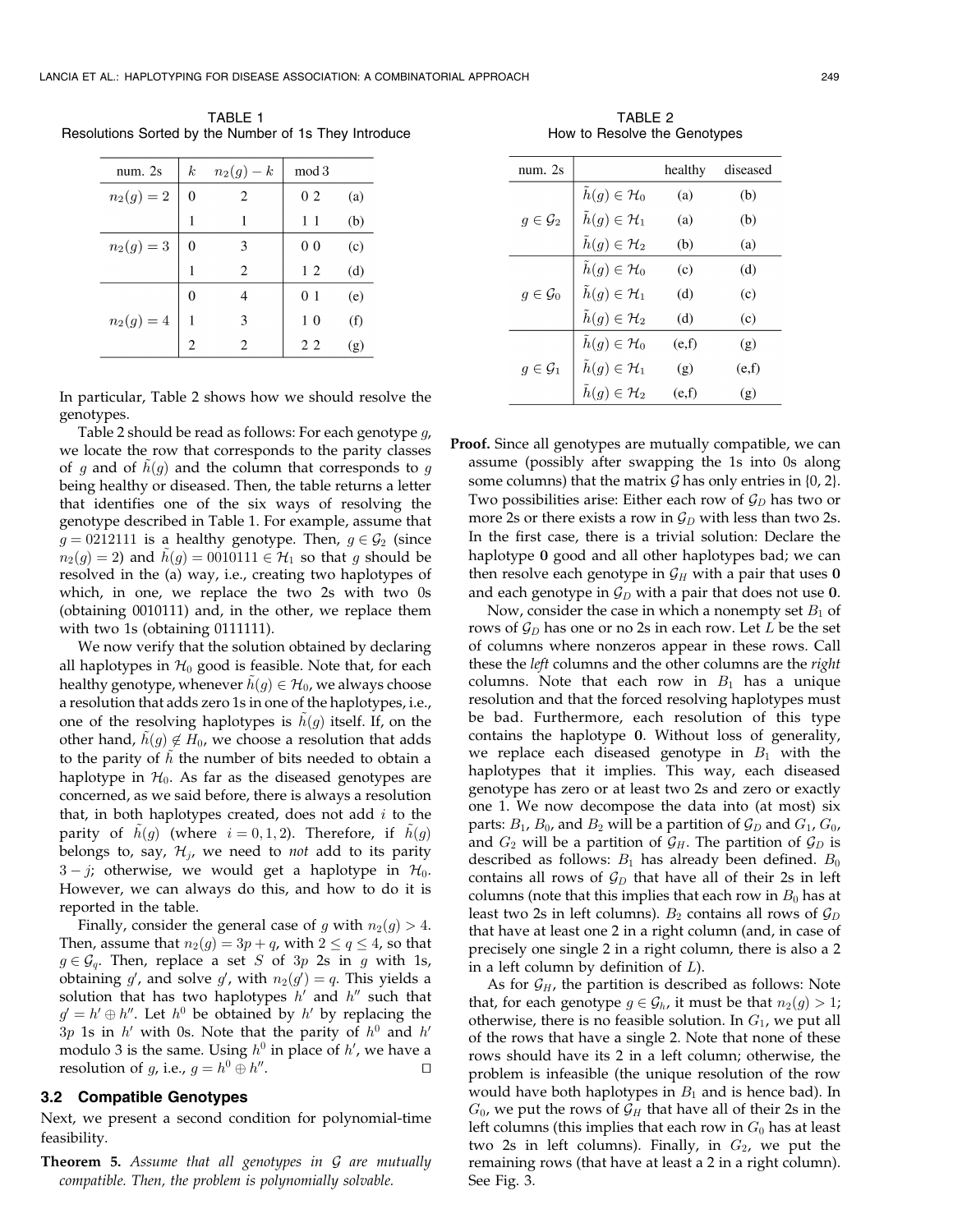TABLE 1
Resolutions Sorted by the Number of 1s They Introduce

| num. 2s | $k$ | $n_2(g)-k$ | mod 3 | |
|---|---|---|---|---|
| $n_2(g)=2$ | 0 | 2 | 0 2 | (a) |
| | 1 | 1 | 1 1 | (b) |
| $n_2(g)=3$ | 0 | 3 | 0 0 | (c) |
| | 1 | 2 | 1 2 | (d) |
| $n_2(g)=4$ | 0 | 4 | 0 1 | (e) |
| | 1 | 3 | 1 0 | (f) |
| | 2 | 2 | 2 2 | (g) |

In particular, Table 2 shows how we should resolve the genotypes.

Table 2 should be read as follows: For each genotype $g$, we locate the row that corresponds to the parity classes of $g$ and of $\tilde{h}(g)$ and the column that corresponds to $g$ being healthy or diseased. Then, the table returns a letter that identifies one of the six ways of resolving the genotype described in Table 1. For example, assume that $g = 0212111$ is a healthy genotype. Then, $g \in \mathcal{G}_2$ (since $n_2(g) = 2$) and $\tilde{h}(g) = 0010111 \in \mathcal{H}_1$ so that $g$ should be resolved in the (a) way, i.e., creating two haplotypes of which, in one, we replace the two 2s with two 0s (obtaining 0010111) and, in the other, we replace them with two 1s (obtaining 0111111).

We now verify that the solution obtained by declaring all haplotypes in $\mathcal{H}_0$ good is feasible. Note that, for each healthy genotype, whenever $\tilde{h}(g) \in \mathcal{H}_0$, we always choose a resolution that adds zero 1s in one of the haplotypes, i.e., one of the resolving haplotypes is $\tilde{h}(g)$ itself. If, on the other hand, $\tilde{h}(g) \notin H_0$, we choose a resolution that adds to the parity of $\tilde{h}$ the number of bits needed to obtain a haplotype in $\mathcal{H}_0$. As far as the diseased genotypes are concerned, as we said before, there is always a resolution that, in both haplotypes created, does not add $i$ to the parity of $\tilde{h}(g)$ (where $i = 0, 1, 2$). Therefore, if $\tilde{h}(g)$ belongs to, say, $\mathcal{H}_j$, we need to *not* add to its parity $3 - j$; otherwise, we would get a haplotype in $\mathcal{H}_0$. However, we can always do this, and how to do it is reported in the table.

Finally, consider the general case of $g$ with $n_2(g) > 4$. Then, assume that $n_2(g) = 3p + q$, with $2 \leq q \leq 4$, so that $g \in \mathcal{G}_q$. Then, replace a set $S$ of $3p$ 2s in $g$ with 1s, obtaining $g'$, and solve $g'$, with $n_2(g') = q$. This yields a solution that has two haplotypes $h'$ and $h''$ such that $g' = h' \oplus h''$. Let $h^0$ be obtained by $h'$ by replacing the $3p$ 1s in $h'$ with 0s. Note that the parity of $h^0$ and $h'$ modulo 3 is the same. Using $h^0$ in place of $h'$, we have a resolution of $g$, i.e., $g = h^0 \oplus h''$. $\square$

### 3.2 Compatible Genotypes

Next, we present a second condition for polynomial-time feasibility.

**Theorem 5.** *Assume that all genotypes in $\mathcal{G}$ are mutually compatible. Then, the problem is polynomially solvable.*

TABLE 2
How to Resolve the Genotypes

| num. 2s | | healthy | diseased |
|---|---|---|---|
| $g \in \mathcal{G}_2$ | $\tilde{h}(g) \in \mathcal{H}_0$ | (a) | (b) |
| | $\tilde{h}(g) \in \mathcal{H}_1$ | (a) | (b) |
| | $\tilde{h}(g) \in \mathcal{H}_2$ | (b) | (a) |
| $g \in \mathcal{G}_0$ | $\tilde{h}(g) \in \mathcal{H}_0$ | (c) | (d) |
| | $\tilde{h}(g) \in \mathcal{H}_1$ | (d) | (c) |
| | $\tilde{h}(g) \in \mathcal{H}_2$ | (d) | (c) |
| $g \in \mathcal{G}_1$ | $\tilde{h}(g) \in \mathcal{H}_0$ | (e,f) | (g) |
| | $\tilde{h}(g) \in \mathcal{H}_1$ | (g) | (e,f) |
| | $\tilde{h}(g) \in \mathcal{H}_2$ | (e,f) | (g) |

**Proof.** Since all genotypes are mutually compatible, we can assume (possibly after swapping the 1s into 0s along some columns) that the matrix $\mathcal{G}$ has only entries in $\{0, 2\}$. Two possibilities arise: Either each row of $\mathcal{G}_D$ has two or more 2s or there exists a row in $\mathcal{G}_D$ with less than two 2s. In the first case, there is a trivial solution: Declare the haplotype $\mathbf{0}$ good and all other haplotypes bad; we can then resolve each genotype in $\mathcal{G}_H$ with a pair that uses $\mathbf{0}$ and each genotype in $\mathcal{G}_D$ with a pair that does not use $\mathbf{0}$.

Now, consider the case in which a nonempty set $B_1$ of rows of $\mathcal{G}_D$ has one or no 2s in each row. Let $L$ be the set of columns where nonzeros appear in these rows. Call these the *left* columns and the other columns are the *right* columns. Note that each row in $B_1$ has a unique resolution and that the forced resolving haplotypes must be bad. Furthermore, each resolution of this type contains the haplotype $\mathbf{0}$. Without loss of generality, we replace each diseased genotype in $B_1$ with the haplotypes that it implies. This way, each diseased genotype has zero or at least two 2s and zero or exactly one 1. We now decompose the data into (at most) six parts: $B_1$, $B_0$, and $B_2$ will be a partition of $\mathcal{G}_D$ and $G_1$, $G_0$, and $G_2$ will be a partition of $\mathcal{G}_H$. The partition of $\mathcal{G}_D$ is described as follows: $B_1$ has already been defined. $B_0$ contains all rows of $\mathcal{G}_D$ that have all of their 2s in left columns (note that this implies that each row in $B_0$ has at least two 2s in left columns). $B_2$ contains all rows of $\mathcal{G}_D$ that have at least one 2 in a right column (and, in case of precisely one single 2 in a right column, there is also a 2 in a left column by definition of $L$).

As for $\mathcal{G}_H$, the partition is described as follows: Note that, for each genotype $g \in \mathcal{G}_h$, it must be that $n_2(g) > 1$; otherwise, there is no feasible solution. In $G_1$, we put all of the rows that have a single 2. Note that none of these rows should have its 2 in a left column; otherwise, the problem is infeasible (the unique resolution of the row would have both haplotypes in $B_1$ and is hence bad). In $G_0$, we put the rows of $\mathcal{G}_H$ that have all of their 2s in the left columns (this implies that each row in $G_0$ has at least two 2s in left columns). Finally, in $G_2$, we put the remaining rows (that have at least a 2 in a right column). See Fig. 3.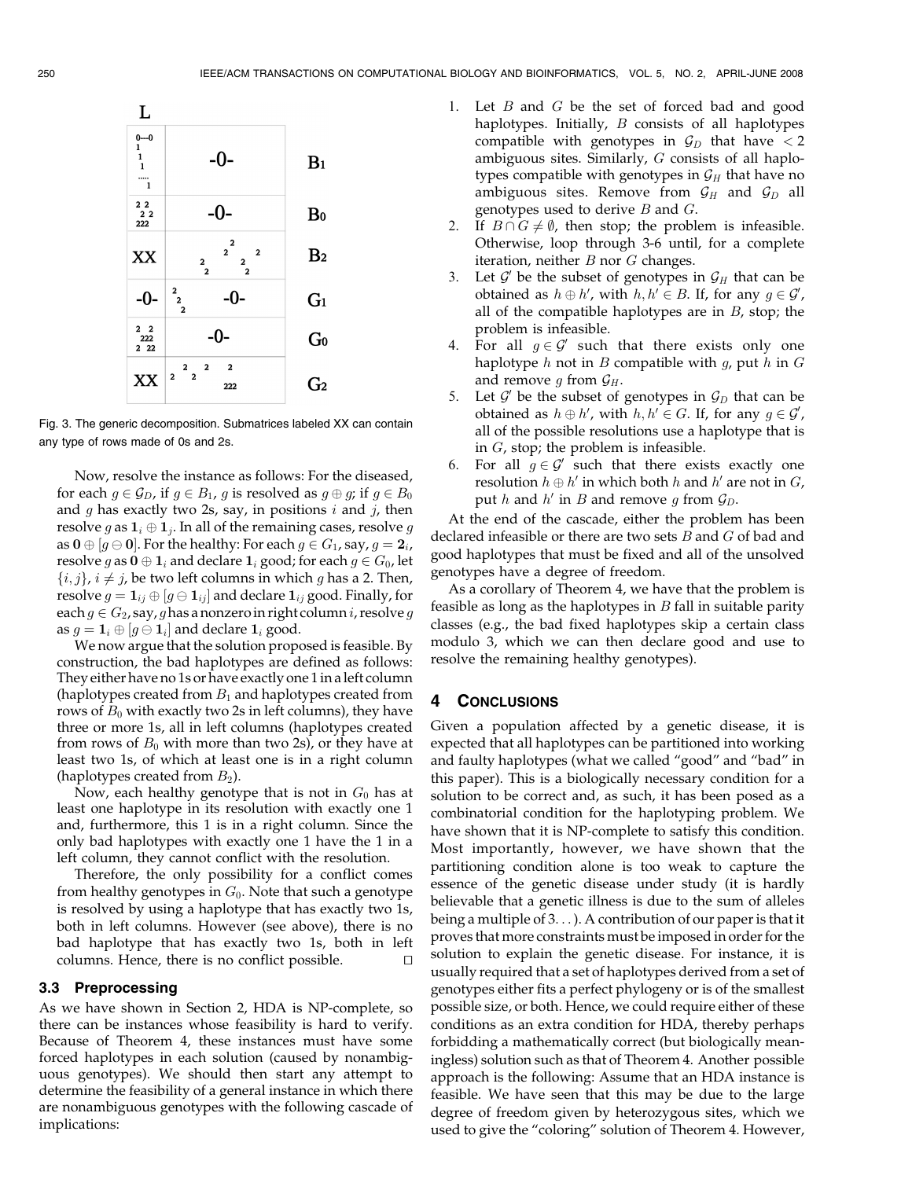L

0—0 1 1 1 ..... 1 | -0- | $B_1$

2 2 / 2 2 / 222 | -0- | $B_0$

XX | 2 2 2 2 2 2 2 | $B_2$

-0- | 2 2 2 | -0- | $G_1$

2 2 / 222 / 2 22 | -0- | $G_0$

XX | 2 2 2 2 2 222 | $G_2$

Fig. 3. The generic decomposition. Submatrices labeled XX can contain any type of rows made of 0s and 2s.

Now, resolve the instance as follows: For the diseased, for each $g \in \mathcal{G}_D$, if $g \in B_1$, $g$ is resolved as $g \oplus g$; if $g \in B_0$ and $g$ has exactly two 2s, say, in positions $i$ and $j$, then resolve $g$ as $\mathbf{1}_i \oplus \mathbf{1}_j$. In all of the remaining cases, resolve $g$ as $\mathbf{0} \oplus [g \ominus \mathbf{0}]$. For the healthy: For each $g \in G_1$, say, $g = \mathbf{2}_i$, resolve $g$ as $\mathbf{0} \oplus \mathbf{1}_i$ and declare $\mathbf{1}_i$ good; for each $g \in G_0$, let $\{i, j\}$, $i \neq j$, be two left columns in which $g$ has a 2. Then, resolve $g = \mathbf{1}_{ij} \oplus [g \ominus \mathbf{1}_{ij}]$ and declare $\mathbf{1}_{ij}$ good. Finally, for each $g \in G_2$, say, $g$ has a nonzero in right column $i$, resolve $g$ as $g = \mathbf{1}_i \oplus [g \ominus \mathbf{1}_i]$ and declare $\mathbf{1}_i$ good.

We now argue that the solution proposed is feasible. By construction, the bad haplotypes are defined as follows: They either have no 1s or have exactly one 1 in a left column (haplotypes created from $B_1$ and haplotypes created from rows of $B_0$ with exactly two 2s in left columns), they have three or more 1s, all in left columns (haplotypes created from rows of $B_0$ with more than two 2s), or they have at least two 1s, of which at least one is in a right column (haplotypes created from $B_2$).

Now, each healthy genotype that is not in $G_0$ has at least one haplotype in its resolution with exactly one 1 and, furthermore, this 1 is in a right column. Since the only bad haplotypes with exactly one 1 have the 1 in a left column, they cannot conflict with the resolution.

Therefore, the only possibility for a conflict comes from healthy genotypes in $G_0$. Note that such a genotype is resolved by using a haplotype that has exactly two 1s, both in left columns. However (see above), there is no bad haplotype that has exactly two 1s, both in left columns. Hence, there is no conflict possible. □

### 3.3 Preprocessing

As we have shown in Section 2, HDA is NP-complete, so there can be instances whose feasibility is hard to verify. Because of Theorem 4, these instances must have some forced haplotypes in each solution (caused by nonambiguous genotypes). We should then start any attempt to determine the feasibility of a general instance in which there are nonambiguous genotypes with the following cascade of implications:

1. Let $B$ and $G$ be the set of forced bad and good haplotypes. Initially, $B$ consists of all haplotypes compatible with genotypes in $\mathcal{G}_D$ that have $< 2$ ambiguous sites. Similarly, $G$ consists of all haplotypes compatible with genotypes in $\mathcal{G}_H$ that have no ambiguous sites. Remove from $\mathcal{G}_H$ and $\mathcal{G}_D$ all genotypes used to derive $B$ and $G$.
2. If $B \cap G \neq \emptyset$, then stop; the problem is infeasible. Otherwise, loop through 3-6 until, for a complete iteration, neither $B$ nor $G$ changes.
3. Let $\mathcal{G}'$ be the subset of genotypes in $\mathcal{G}_H$ that can be obtained as $h \oplus h'$, with $h, h' \in B$. If, for any $g \in \mathcal{G}'$, all of the compatible haplotypes are in $B$, stop; the problem is infeasible.
4. For all $g \in \mathcal{G}'$ such that there exists only one haplotype $h$ not in $B$ compatible with $g$, put $h$ in $G$ and remove $g$ from $\mathcal{G}_H$.
5. Let $\mathcal{G}'$ be the subset of genotypes in $\mathcal{G}_D$ that can be obtained as $h \oplus h'$, with $h, h' \in G$. If, for any $g \in \mathcal{G}'$, all of the possible resolutions use a haplotype that is in $G$, stop; the problem is infeasible.
6. For all $g \in \mathcal{G}'$ such that there exists exactly one resolution $h \oplus h'$ in which both $h$ and $h'$ are not in $G$, put $h$ and $h'$ in $B$ and remove $g$ from $\mathcal{G}_D$.

At the end of the cascade, either the problem has been declared infeasible or there are two sets $B$ and $G$ of bad and good haplotypes that must be fixed and all of the unsolved genotypes have a degree of freedom.

As a corollary of Theorem 4, we have that the problem is feasible as long as the haplotypes in $B$ fall in suitable parity classes (e.g., the bad fixed haplotypes skip a certain class modulo 3, which we can then declare good and use to resolve the remaining healthy genotypes).

## 4 Conclusions

Given a population affected by a genetic disease, it is expected that all haplotypes can be partitioned into working and faulty haplotypes (what we called "good" and "bad" in this paper). This is a biologically necessary condition for a solution to be correct and, as such, it has been posed as a combinatorial condition for the haplotyping problem. We have shown that it is NP-complete to satisfy this condition. Most importantly, however, we have shown that the partitioning condition alone is too weak to capture the essence of the genetic disease under study (it is hardly believable that a genetic illness is due to the sum of alleles being a multiple of 3...). A contribution of our paper is that it proves that more constraints must be imposed in order for the solution to explain the genetic disease. For instance, it is usually required that a set of haplotypes derived from a set of genotypes either fits a perfect phylogeny or is of the smallest possible size, or both. Hence, we could require either of these conditions as an extra condition for HDA, thereby perhaps forbidding a mathematically correct (but biologically meaningless) solution such as that of Theorem 4. Another possible approach is the following: Assume that an HDA instance is feasible. We have seen that this may be due to the large degree of freedom given by heterozygous sites, which we used to give the "coloring" solution of Theorem 4. However,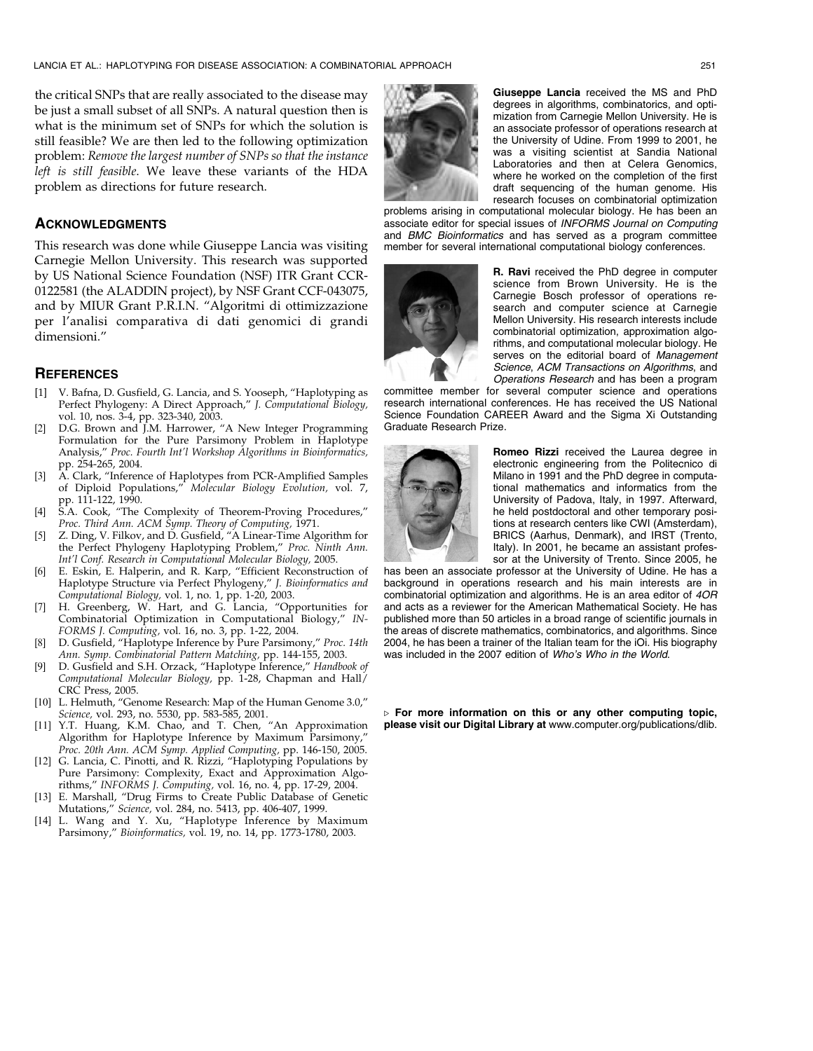the critical SNPs that are really associated to the disease may be just a small subset of all SNPs. A natural question then is what is the minimum set of SNPs for which the solution is still feasible? We are then led to the following optimization problem: *Remove the largest number of SNPs so that the instance left is still feasible*. We leave these variants of the HDA problem as directions for future research.

## ACKNOWLEDGMENTS

This research was done while Giuseppe Lancia was visiting Carnegie Mellon University. This research was supported by US National Science Foundation (NSF) ITR Grant CCR-0122581 (the ALADDIN project), by NSF Grant CCF-043075, and by MIUR Grant P.R.I.N. "Algoritmi di ottimizzazione per l'analisi comparativa di dati genomici di grandi dimensioni."

## REFERENCES

[1] V. Bafna, D. Gusfield, G. Lancia, and S. Yooseph, "Haplotyping as Perfect Phylogeny: A Direct Approach," *J. Computational Biology,* vol. 10, nos. 3-4, pp. 323-340, 2003.

[2] D.G. Brown and J.M. Harrower, "A New Integer Programming Formulation for the Pure Parsimony Problem in Haplotype Analysis," *Proc. Fourth Int'l Workshop Algorithms in Bioinformatics,* pp. 254-265, 2004.

[3] A. Clark, "Inference of Haplotypes from PCR-Amplified Samples of Diploid Populations," *Molecular Biology Evolution,* vol. 7, pp. 111-122, 1990.

[4] S.A. Cook, "The Complexity of Theorem-Proving Procedures," *Proc. Third Ann. ACM Symp. Theory of Computing,* 1971.

[5] Z. Ding, V. Filkov, and D. Gusfield, "A Linear-Time Algorithm for the Perfect Phylogeny Haplotyping Problem," *Proc. Ninth Ann. Int'l Conf. Research in Computational Molecular Biology,* 2005.

[6] E. Eskin, E. Halperin, and R. Karp, "Efficient Reconstruction of Haplotype Structure via Perfect Phylogeny," *J. Bioinformatics and Computational Biology,* vol. 1, no. 1, pp. 1-20, 2003.

[7] H. Greenberg, W. Hart, and G. Lancia, "Opportunities for Combinatorial Optimization in Computational Biology," *INFORMS J. Computing,* vol. 16, no. 3, pp. 1-22, 2004.

[8] D. Gusfield, "Haplotype Inference by Pure Parsimony," *Proc. 14th Ann. Symp. Combinatorial Pattern Matching,* pp. 144-155, 2003.

[9] D. Gusfield and S.H. Orzack, "Haplotype Inference," *Handbook of Computational Molecular Biology,* pp. 1-28, Chapman and Hall/CRC Press, 2005.

[10] L. Helmuth, "Genome Research: Map of the Human Genome 3.0," *Science,* vol. 293, no. 5530, pp. 583-585, 2001.

[11] Y.T. Huang, K.M. Chao, and T. Chen, "An Approximation Algorithm for Haplotype Inference by Maximum Parsimony," *Proc. 20th Ann. ACM Symp. Applied Computing,* pp. 146-150, 2005.

[12] G. Lancia, C. Pinotti, and R. Rizzi, "Haplotyping Populations by Pure Parsimony: Complexity, Exact and Approximation Algorithms," *INFORMS J. Computing,* vol. 16, no. 4, pp. 17-29, 2004.

[13] E. Marshall, "Drug Firms to Create Public Database of Genetic Mutations," *Science,* vol. 284, no. 5413, pp. 406-407, 1999.

[14] L. Wang and Y. Xu, "Haplotype Inference by Maximum Parsimony," *Bioinformatics,* vol. 19, no. 14, pp. 1773-1780, 2003.

**Giuseppe Lancia** received the MS and PhD degrees in algorithms, combinatorics, and optimization from Carnegie Mellon University. He is an associate professor of operations research at the University of Udine. From 1999 to 2001, he was a visiting scientist at Sandia National Laboratories and then at Celera Genomics, where he worked on the completion of the first draft sequencing of the human genome. His research focuses on combinatorial optimization problems arising in computational molecular biology. He has been an associate editor for special issues of *INFORMS Journal on Computing* and *BMC Bioinformatics* and has served as a program committee member for several international computational biology conferences.

**R. Ravi** received the PhD degree in computer science from Brown University. He is the Carnegie Bosch professor of operations research and computer science at Carnegie Mellon University. His research interests include combinatorial optimization, approximation algorithms, and computational molecular biology. He serves on the editorial board of *Management Science*, *ACM Transactions on Algorithms*, and *Operations Research* and has been a program committee member for several computer science and operations research international conferences. He has received the US National Science Foundation CAREER Award and the Sigma Xi Outstanding Graduate Research Prize.

**Romeo Rizzi** received the Laurea degree in electronic engineering from the Politecnico di Milano in 1991 and the PhD degree in computational mathematics and informatics from the University of Padova, Italy, in 1997. Afterward, he held postdoctoral and other temporary positions at research centers like CWI (Amsterdam), BRICS (Aarhus, Denmark), and IRST (Trento, Italy). In 2001, he became an assistant professor at the University of Trento. Since 2005, he has been an associate professor at the University of Udine. He has a background in operations research and his main interests are in combinatorial optimization and algorithms. He is an area editor of *4OR* and acts as a reviewer for the American Mathematical Society. He has published more than 50 articles in a broad range of scientific journals in the areas of discrete mathematics, combinatorics, and algorithms. Since 2004, he has been a trainer of the Italian team for the iOi. His biography was included in the 2007 edition of *Who's Who in the World*.

▷ **For more information on this or any other computing topic, please visit our Digital Library at** www.computer.org/publications/dlib.